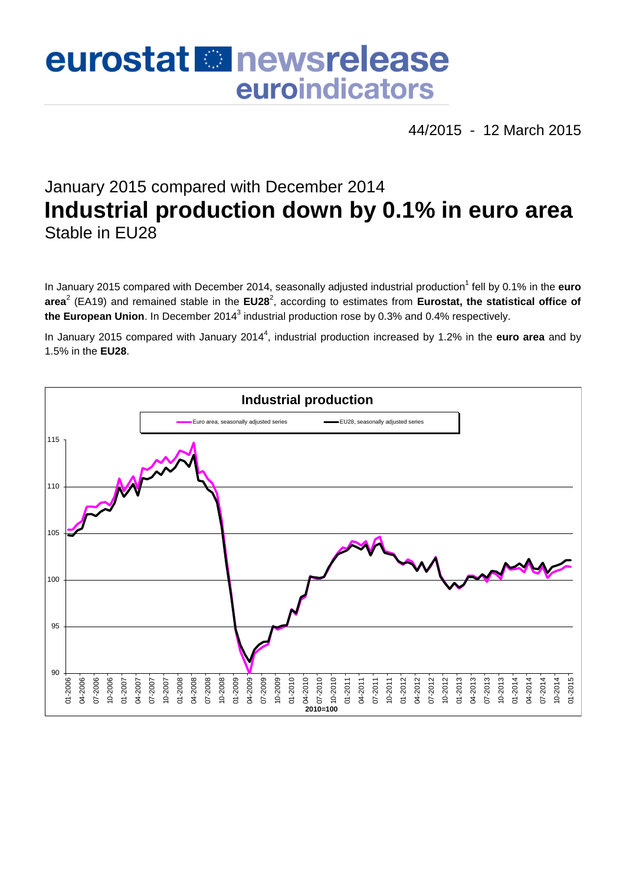# eurostat newsrelease euroindicators

44/2015 - 12 March 2015

## January 2015 compared with December 2014

# Industrial production down by 0.1% in euro area

### Stable in EU28

In January 2015 compared with December 2014, seasonally adjusted industrial production[1] fell by 0.1% in the **euro area**[2] (EA19) and remained stable in the **EU28**[2], according to estimates from **Eurostat, the statistical office of the European Union**. In December 2014[3] industrial production rose by 0.4% and 0.3% respectively.

In January 2015 compared with January 2014[4], industrial production increased by 1.2% in the **euro area** and by 1.5% in the **EU28**.

Industrial production

Euro area, seasonally adjusted series

EU28, seasonally adjusted series

115

110

105

100

95

90

01-2006 04-2006 07-2006 10-2006 01-2007 04-2007 07-2007 10-2007 01-2008 04-2008 07-2008 10-2008 01-2009 04-2009 07-2009 10-2009 01-2010 04-2010 07-2010 10-2010 01-2011 04-2011 07-2011 10-2011 01-2012 04-2012 07-2012 10-2012 01-2013 04-2013 07-2013 10-2013 01-2014 04-2014 07-2014 10-2014 01-2015

2010=100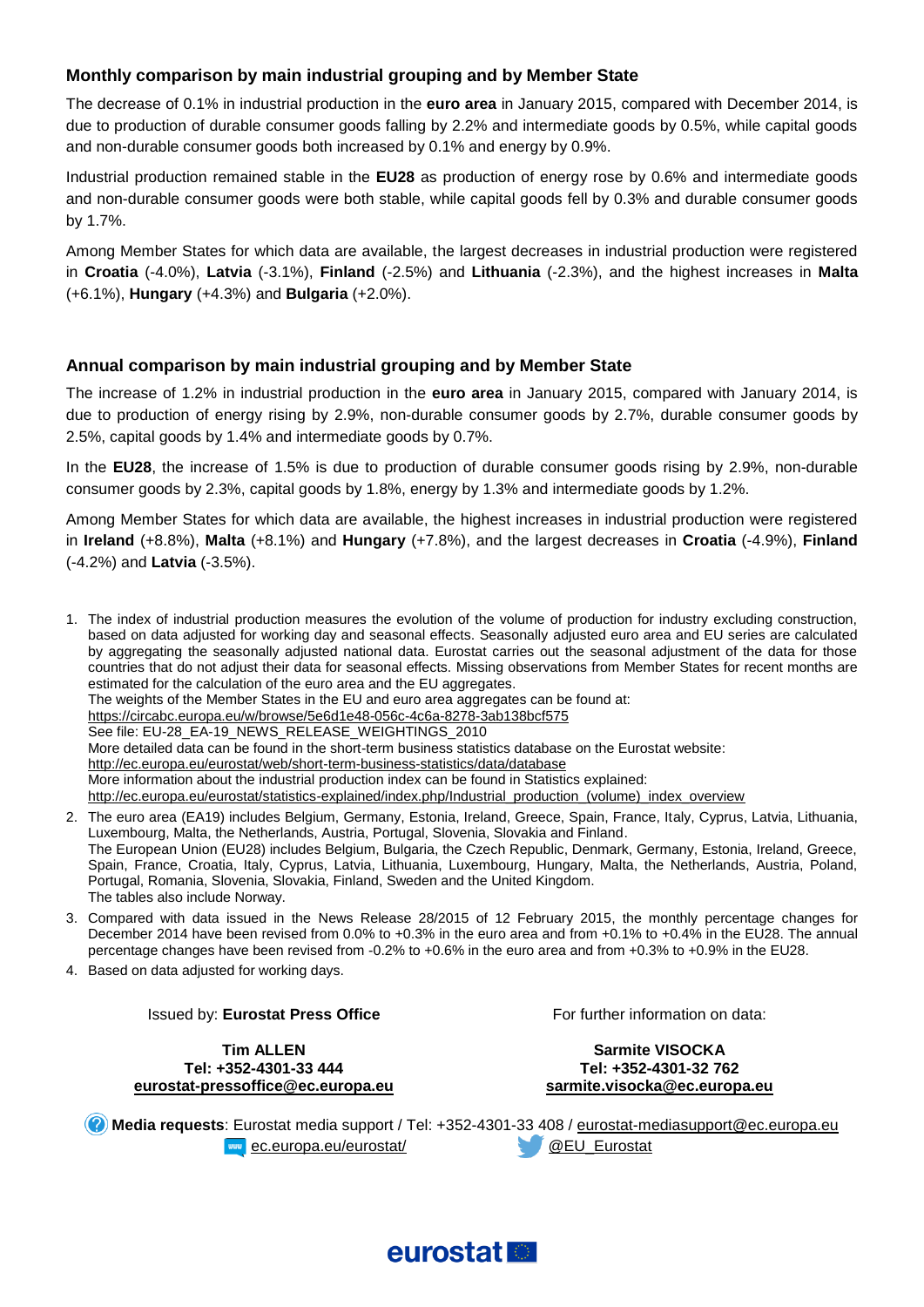## Monthly comparison by main industrial grouping and by Member State

The decrease of 0.1% in industrial production in the **euro area** in January 2015, compared with December 2014, is due to production of durable consumer goods falling by 2.2% and intermediate goods by 0.5%, while capital goods and non-durable consumer goods both increased by 0.1% and energy by 0.9%.

Industrial production remained stable in the **EU28** as production of energy rose by 0.6% and intermediate goods and non-durable consumer goods were both stable, while capital goods fell by 0.3% and durable consumer goods by 1.7%.

Among Member States for which data are available, the largest decreases in industrial production were registered in **Croatia** (-4.0%), **Latvia** (-3.1%), **Finland** (-2.5%) and **Lithuania** (-2.3%), and the highest increases in **Malta** (+6.1%), **Hungary** (+4.3%) and **Bulgaria** (+2.0%).

## Annual comparison by main industrial grouping and by Member State

The increase of 1.2% in industrial production in the **euro area** in January 2015, compared with January 2014, is due to production of energy rising by 2.9%, non-durable consumer goods by 2.7%, durable consumer goods by 2.5%, capital goods by 1.4% and intermediate goods by 0.7%.

In the **EU28**, the increase of 1.5% is due to production of durable consumer goods rising by 2.9%, non-durable consumer goods by 2.3%, capital goods by 1.8%, energy by 1.3% and intermediate goods by 1.2%.

Among Member States for which data are available, the highest increases in industrial production were registered in **Ireland** (+8.8%), **Malta** (+8.1%) and **Hungary** (+7.8%), and the largest decreases in **Croatia** (-4.9%), **Finland** (-4.2%) and **Latvia** (-3.5%).

1. The index of industrial production measures the evolution of the volume of production for industry excluding construction, based on data adjusted for working day and seasonal effects. Seasonally adjusted euro area and EU series are calculated by aggregating the seasonally adjusted national data. Eurostat carries out the seasonal adjustment of the data for those countries that do not adjust their data for seasonal effects. Missing observations from Member States for recent months are estimated for the calculation of the euro area and the EU aggregates.
   The weights of the Member States in the EU and euro area aggregates can be found at:
   https://circabc.europa.eu/w/browse/5e6d1e48-056c-4c6a-8278-3ab138bcf575
   See file: EU-28_EA-19_NEWS_RELEASE_WEIGHTINGS_2010
   More detailed data can be found in the short-term business statistics database on the Eurostat website:
   http://ec.europa.eu/eurostat/web/short-term-business-statistics/data/database
   More information about the industrial production index can be found in Statistics explained:
   http://ec.europa.eu/eurostat/statistics-explained/index.php/Industrial_production_(volume)_index_overview
2. The euro area (EA19) includes Belgium, Germany, Estonia, Ireland, Greece, Spain, France, Italy, Cyprus, Latvia, Lithuania, Luxembourg, Malta, the Netherlands, Austria, Portugal, Slovenia, Slovakia and Finland.
   The European Union (EU28) includes Belgium, Bulgaria, the Czech Republic, Denmark, Germany, Estonia, Ireland, Greece, Spain, France, Croatia, Italy, Cyprus, Latvia, Lithuania, Luxembourg, Hungary, Malta, the Netherlands, Austria, Poland, Portugal, Romania, Slovenia, Slovakia, Finland, Sweden and the United Kingdom.
   The tables also include Norway.
3. Compared with data issued in the News Release 28/2015 of 12 February 2015, the monthly percentage changes for December 2014 have been revised from 0.0% to +0.3% in the euro area and from +0.1% to +0.4% in the EU28. The annual percentage changes have been revised from -0.2% to +0.6% in the euro area and from +0.3% to +0.9% in the EU28.
4. Based on data adjusted for working days.

Issued by: **Eurostat Press Office**

**Tim ALLEN**
**Tel: +352-4301-33 444**
**eurostat-pressoffice@ec.europa.eu**

For further information on data:

**Sarmite VISOCKA**
**Tel: +352-4301-32 762**
**sarmite.visocka@ec.europa.eu**

**Media requests**: Eurostat media support / Tel: +352-4301-33 408 / eurostat-mediasupport@ec.europa.eu

ec.europa.eu/eurostat/ @EU_Eurostat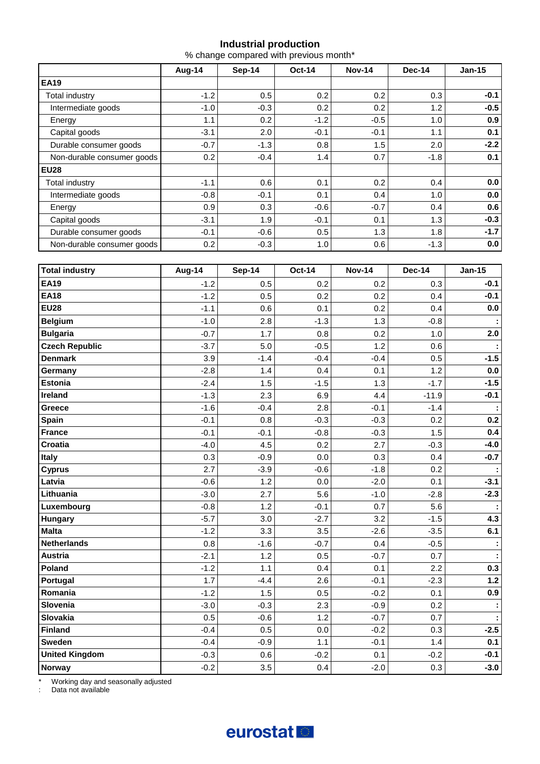# Industrial production

% change compared with previous month*

| | Aug-14 | Sep-14 | Oct-14 | Nov-14 | Dec-14 | Jan-15 |
|---|---|---|---|---|---|---|
| **EA19** | | | | | | |
| Total industry | -1.2 | 0.5 | 0.2 | 0.2 | 0.3 | **-0.1** |
| Intermediate goods | -1.0 | -0.3 | 0.2 | 0.2 | 1.2 | **-0.5** |
| Energy | 1.1 | 0.2 | -1.2 | -0.5 | 1.0 | **0.9** |
| Capital goods | -3.1 | 2.0 | -0.1 | -0.1 | 1.1 | **0.1** |
| Durable consumer goods | -0.7 | -1.3 | 0.8 | 1.5 | 2.0 | **-2.2** |
| Non-durable consumer goods | 0.2 | -0.4 | 1.4 | 0.7 | -1.8 | **0.1** |
| **EU28** | | | | | | |
| Total industry | -1.1 | 0.6 | 0.1 | 0.2 | 0.4 | **0.0** |
| Intermediate goods | -0.8 | -0.1 | 0.1 | 0.4 | 1.0 | **0.0** |
| Energy | 0.9 | 0.3 | -0.6 | -0.7 | 0.4 | **0.6** |
| Capital goods | -3.1 | 1.9 | -0.1 | 0.1 | 1.3 | **-0.3** |
| Durable consumer goods | -0.1 | -0.6 | 0.5 | 1.3 | 1.8 | **-1.7** |
| Non-durable consumer goods | 0.2 | -0.3 | 1.0 | 0.6 | -1.3 | **0.0** |

| **Total industry** | Aug-14 | Sep-14 | Oct-14 | Nov-14 | Dec-14 | Jan-15 |
|---|---|---|---|---|---|---|
| **EA19** | -1.2 | 0.5 | 0.2 | 0.2 | 0.3 | **-0.1** |
| **EA18** | -1.2 | 0.5 | 0.2 | 0.2 | 0.4 | **-0.1** |
| **EU28** | -1.1 | 0.6 | 0.1 | 0.2 | 0.4 | **0.0** |
| **Belgium** | -1.0 | 2.8 | -1.3 | 1.3 | -0.8 | **:** |
| **Bulgaria** | -0.7 | 1.7 | 0.8 | 0.2 | 1.0 | **2.0** |
| **Czech Republic** | -3.7 | 5.0 | -0.5 | 1.2 | 0.6 | **:** |
| **Denmark** | 3.9 | -1.4 | -0.4 | -0.4 | 0.5 | **-1.5** |
| **Germany** | -2.8 | 1.4 | 0.4 | 0.1 | 1.2 | **0.0** |
| **Estonia** | -2.4 | 1.5 | -1.5 | 1.3 | -1.7 | **-1.5** |
| **Ireland** | -1.3 | 2.3 | 6.9 | 4.4 | -11.9 | **-0.1** |
| **Greece** | -1.6 | -0.4 | 2.8 | -0.1 | -1.4 | **:** |
| **Spain** | -0.1 | 0.8 | -0.3 | -0.3 | 0.2 | **0.2** |
| **France** | -0.1 | -0.1 | -0.8 | -0.3 | 1.5 | **0.4** |
| **Croatia** | -4.0 | 4.5 | 0.2 | 2.7 | -0.3 | **-4.0** |
| **Italy** | 0.3 | -0.9 | 0.0 | 0.3 | 0.4 | **-0.7** |
| **Cyprus** | 2.7 | -3.9 | -0.6 | -1.8 | 0.2 | **:** |
| **Latvia** | -0.6 | 1.2 | 0.0 | -2.0 | 0.1 | **-3.1** |
| **Lithuania** | -3.0 | 2.7 | 5.6 | -1.0 | -2.8 | **-2.3** |
| **Luxembourg** | -0.8 | 1.2 | -0.1 | 0.7 | 5.6 | **:** |
| **Hungary** | -5.7 | 3.0 | -2.7 | 3.2 | -1.5 | **4.3** |
| **Malta** | -1.2 | 3.3 | 3.5 | -2.6 | -3.5 | **6.1** |
| **Netherlands** | 0.8 | -1.6 | -0.7 | 0.4 | -0.5 | **:** |
| **Austria** | -2.1 | 1.2 | 0.5 | -0.7 | 0.7 | **:** |
| **Poland** | -1.2 | 1.1 | 0.4 | 0.1 | 2.2 | **0.3** |
| **Portugal** | 1.7 | -4.4 | 2.6 | -0.1 | -2.3 | **1.2** |
| **Romania** | -1.2 | 1.5 | 0.5 | -0.2 | 0.1 | **0.9** |
| **Slovenia** | -3.0 | -0.3 | 2.3 | -0.9 | 0.2 | **:** |
| **Slovakia** | 0.5 | -0.6 | 1.2 | -0.7 | 0.7 | **:** |
| **Finland** | -0.4 | 0.5 | 0.0 | -0.2 | 0.3 | **-2.5** |
| **Sweden** | -0.4 | -0.9 | 1.1 | -0.1 | 1.4 | **0.1** |
| **United Kingdom** | -0.3 | 0.6 | -0.2 | 0.1 | -0.2 | **-0.1** |
| **Norway** | -0.2 | 3.5 | 0.4 | -2.0 | 0.3 | **-3.0** |

\* Working day and seasonally adjusted

: Data not available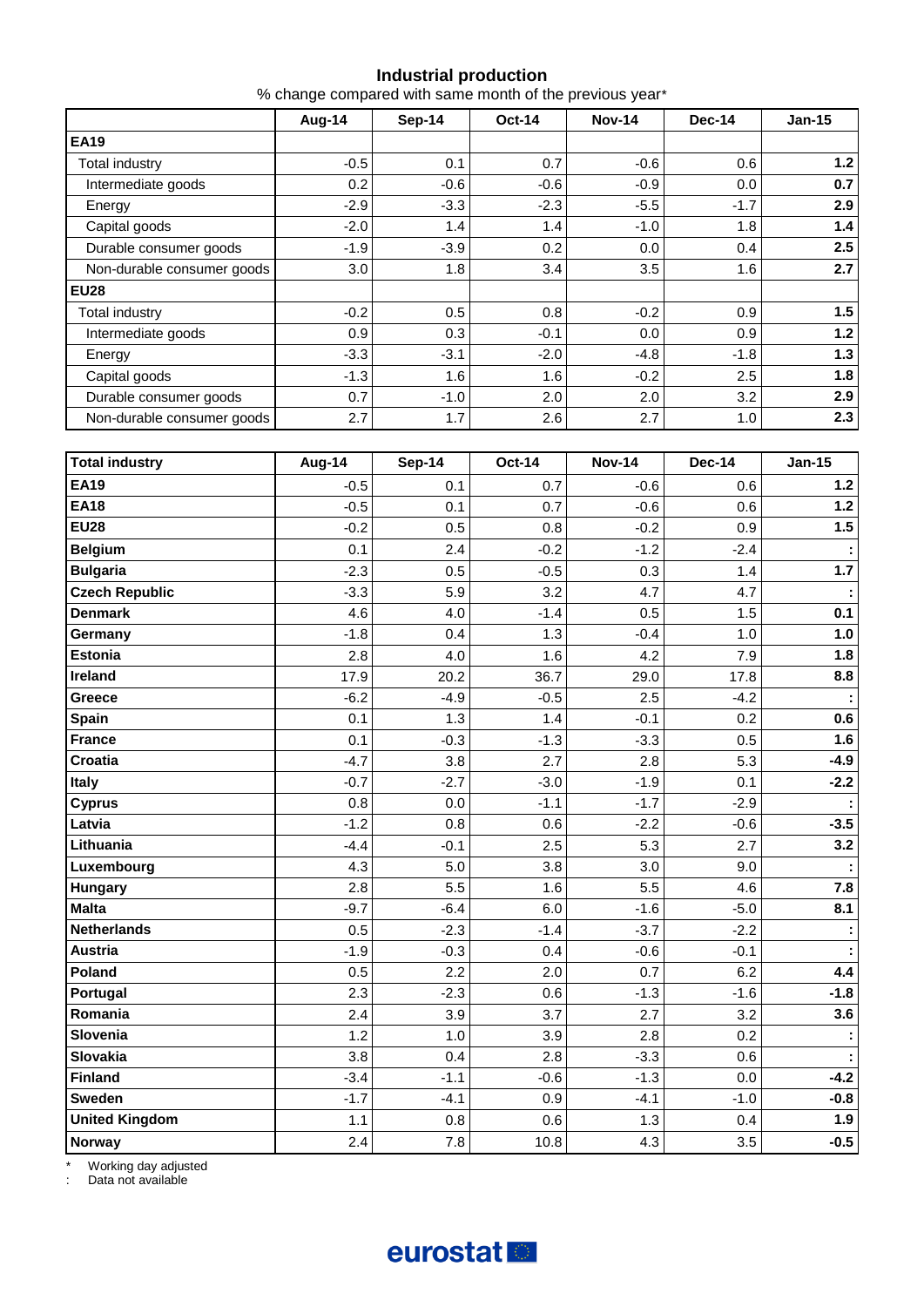## Industrial production

% change compared with same month of the previous year*

| | Aug-14 | Sep-14 | Oct-14 | Nov-14 | Dec-14 | Jan-15 |
|---|---|---|---|---|---|---|
| **EA19** | | | | | | |
| Total industry | -0.5 | 0.1 | 0.7 | -0.6 | 0.6 | **1.2** |
| Intermediate goods | 0.2 | -0.6 | -0.6 | -0.9 | 0.0 | **0.7** |
| Energy | -2.9 | -3.3 | -2.3 | -5.5 | -1.7 | **2.9** |
| Capital goods | -2.0 | 1.4 | 1.4 | -1.0 | 1.8 | **1.4** |
| Durable consumer goods | -1.9 | -3.9 | 0.2 | 0.0 | 0.4 | **2.5** |
| Non-durable consumer goods | 3.0 | 1.8 | 3.4 | 3.5 | 1.6 | **2.7** |
| **EU28** | | | | | | |
| Total industry | -0.2 | 0.5 | 0.8 | -0.2 | 0.9 | **1.5** |
| Intermediate goods | 0.9 | 0.3 | -0.1 | 0.0 | 0.9 | **1.2** |
| Energy | -3.3 | -3.1 | -2.0 | -4.8 | -1.8 | **1.3** |
| Capital goods | -1.3 | 1.6 | 1.6 | -0.2 | 2.5 | **1.8** |
| Durable consumer goods | 0.7 | -1.0 | 2.0 | 2.0 | 3.2 | **2.9** |
| Non-durable consumer goods | 2.7 | 1.7 | 2.6 | 2.7 | 1.0 | **2.3** |

| **Total industry** | **Aug-14** | **Sep-14** | **Oct-14** | **Nov-14** | **Dec-14** | **Jan-15** |
|---|---|---|---|---|---|---|
| **EA19** | -0.5 | 0.1 | 0.7 | -0.6 | 0.6 | **1.2** |
| **EA18** | -0.5 | 0.1 | 0.7 | -0.6 | 0.6 | **1.2** |
| **EU28** | -0.2 | 0.5 | 0.8 | -0.2 | 0.9 | **1.5** |
| **Belgium** | 0.1 | 2.4 | -0.2 | -1.2 | -2.4 | **:** |
| **Bulgaria** | -2.3 | 0.5 | -0.5 | 0.3 | 1.4 | **1.7** |
| **Czech Republic** | -3.3 | 5.9 | 3.2 | 4.7 | 4.7 | **:** |
| **Denmark** | 4.6 | 4.0 | -1.4 | 0.5 | 1.5 | **0.1** |
| **Germany** | -1.8 | 0.4 | 1.3 | -0.4 | 1.0 | **1.0** |
| **Estonia** | 2.8 | 4.0 | 1.6 | 4.2 | 7.9 | **1.8** |
| **Ireland** | 17.9 | 20.2 | 36.7 | 29.0 | 17.8 | **8.8** |
| **Greece** | -6.2 | -4.9 | -0.5 | 2.5 | -4.2 | **:** |
| **Spain** | 0.1 | 1.3 | 1.4 | -0.1 | 0.2 | **0.6** |
| **France** | 0.1 | -0.3 | -1.3 | -3.3 | 0.5 | **1.6** |
| **Croatia** | -4.7 | 3.8 | 2.7 | 2.8 | 5.3 | **-4.9** |
| **Italy** | -0.7 | -2.7 | -3.0 | -1.9 | 0.1 | **-2.2** |
| **Cyprus** | 0.8 | 0.0 | -1.1 | -1.7 | -2.9 | **:** |
| **Latvia** | -1.2 | 0.8 | 0.6 | -2.2 | -0.6 | **-3.5** |
| **Lithuania** | -4.4 | -0.1 | 2.5 | 5.3 | 2.7 | **3.2** |
| **Luxembourg** | 4.3 | 5.0 | 3.8 | 3.0 | 9.0 | **:** |
| **Hungary** | 2.8 | 5.5 | 1.6 | 5.5 | 4.6 | **7.8** |
| **Malta** | -9.7 | -6.4 | 6.0 | -1.6 | -5.0 | **8.1** |
| **Netherlands** | 0.5 | -2.3 | -1.4 | -3.7 | -2.2 | **:** |
| **Austria** | -1.9 | -0.3 | 0.4 | -0.6 | -0.1 | **:** |
| **Poland** | 0.5 | 2.2 | 2.0 | 0.7 | 6.2 | **4.4** |
| **Portugal** | 2.3 | -2.3 | 0.6 | -1.3 | -1.6 | **-1.8** |
| **Romania** | 2.4 | 3.9 | 3.7 | 2.7 | 3.2 | **3.6** |
| **Slovenia** | 1.2 | 1.0 | 3.9 | 2.8 | 0.2 | **:** |
| **Slovakia** | 3.8 | 0.4 | 2.8 | -3.3 | 0.6 | **:** |
| **Finland** | -3.4 | -1.1 | -0.6 | -1.3 | 0.0 | **-4.2** |
| **Sweden** | -1.7 | -4.1 | 0.9 | -4.1 | -1.0 | **-0.8** |
| **United Kingdom** | 1.1 | 0.8 | 0.6 | 1.3 | 0.4 | **1.9** |
| **Norway** | 2.4 | 7.8 | 10.8 | 4.3 | 3.5 | **-0.5** |

\* Working day adjusted

: Data not available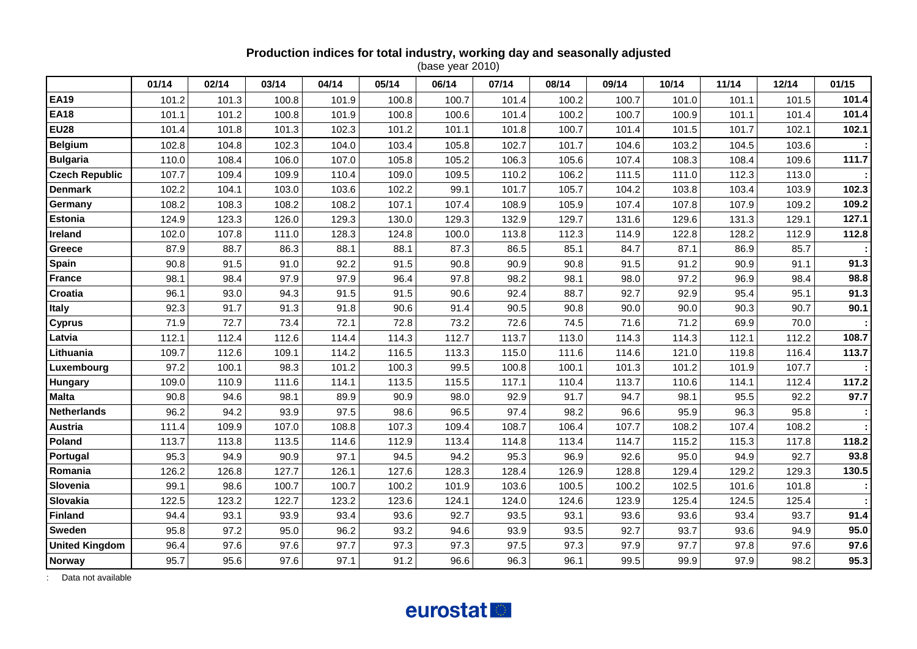**Production indices for total industry, working day and seasonally adjusted**

(base year 2010)

| | 01/14 | 02/14 | 03/14 | 04/14 | 05/14 | 06/14 | 07/14 | 08/14 | 09/14 | 10/14 | 11/14 | 12/14 | 01/15 |
|---|---|---|---|---|---|---|---|---|---|---|---|---|---|
| **EA19** | 101.2 | 101.3 | 100.8 | 101.9 | 100.8 | 100.7 | 101.4 | 100.2 | 100.7 | 101.0 | 101.1 | 101.5 | **101.4** |
| **EA18** | 101.1 | 101.2 | 100.8 | 101.9 | 100.8 | 100.6 | 101.4 | 100.2 | 100.7 | 100.9 | 101.1 | 101.4 | **101.4** |
| **EU28** | 101.4 | 101.8 | 101.3 | 102.3 | 101.2 | 101.1 | 101.8 | 100.7 | 101.4 | 101.5 | 101.7 | 102.1 | **102.1** |
| **Belgium** | 102.8 | 104.8 | 102.3 | 104.0 | 103.4 | 105.8 | 102.7 | 101.7 | 104.6 | 103.2 | 104.5 | 103.6 | **:** |
| **Bulgaria** | 110.0 | 108.4 | 106.0 | 107.0 | 105.8 | 105.2 | 106.3 | 105.6 | 107.4 | 108.3 | 108.4 | 109.6 | **111.7** |
| **Czech Republic** | 107.7 | 109.4 | 109.9 | 110.4 | 109.0 | 109.5 | 110.2 | 106.2 | 111.5 | 111.0 | 112.3 | 113.0 | **:** |
| **Denmark** | 102.2 | 104.1 | 103.0 | 103.6 | 102.2 | 99.1 | 101.7 | 105.7 | 104.2 | 103.8 | 103.4 | 103.9 | **102.3** |
| **Germany** | 108.2 | 108.3 | 108.2 | 108.2 | 107.1 | 107.4 | 108.9 | 105.9 | 107.4 | 107.8 | 107.9 | 109.2 | **109.2** |
| **Estonia** | 124.9 | 123.3 | 126.0 | 129.3 | 130.0 | 129.3 | 132.9 | 129.7 | 131.6 | 129.6 | 131.3 | 129.1 | **127.1** |
| **Ireland** | 102.0 | 107.8 | 111.0 | 128.3 | 124.8 | 100.0 | 113.8 | 112.3 | 114.9 | 122.8 | 128.2 | 112.9 | **112.8** |
| **Greece** | 87.9 | 88.7 | 86.3 | 88.1 | 88.1 | 87.3 | 86.5 | 85.1 | 84.7 | 87.1 | 86.9 | 85.7 | **:** |
| **Spain** | 90.8 | 91.5 | 91.0 | 92.2 | 91.5 | 90.8 | 90.9 | 90.8 | 91.5 | 91.2 | 90.9 | 91.1 | **91.3** |
| **France** | 98.1 | 98.4 | 97.9 | 97.9 | 96.4 | 97.8 | 98.2 | 98.1 | 98.0 | 97.2 | 96.9 | 98.4 | **98.8** |
| **Croatia** | 96.1 | 93.0 | 94.3 | 91.5 | 91.5 | 90.6 | 92.4 | 88.7 | 92.7 | 92.9 | 95.4 | 95.1 | **91.3** |
| **Italy** | 92.3 | 91.7 | 91.3 | 91.8 | 90.6 | 91.4 | 90.5 | 90.8 | 90.0 | 90.0 | 90.3 | 90.7 | **90.1** |
| **Cyprus** | 71.9 | 72.7 | 73.4 | 72.1 | 72.8 | 73.2 | 72.6 | 74.5 | 71.6 | 71.2 | 69.9 | 70.0 | **:** |
| **Latvia** | 112.1 | 112.4 | 112.6 | 114.4 | 114.3 | 112.7 | 113.7 | 113.0 | 114.3 | 114.3 | 112.1 | 112.2 | **108.7** |
| **Lithuania** | 109.7 | 112.6 | 109.1 | 114.2 | 116.5 | 113.3 | 115.0 | 111.6 | 114.6 | 121.0 | 119.8 | 116.4 | **113.7** |
| **Luxembourg** | 97.2 | 100.1 | 98.3 | 101.2 | 100.3 | 99.5 | 100.8 | 100.1 | 101.3 | 101.2 | 101.9 | 107.7 | **:** |
| **Hungary** | 109.0 | 110.9 | 111.6 | 114.1 | 113.5 | 115.5 | 117.1 | 110.4 | 113.7 | 110.6 | 114.1 | 112.4 | **117.2** |
| **Malta** | 90.8 | 94.6 | 98.1 | 89.9 | 90.9 | 98.0 | 92.9 | 91.7 | 94.7 | 98.1 | 95.5 | 92.2 | **97.7** |
| **Netherlands** | 96.2 | 94.2 | 93.9 | 97.5 | 98.6 | 96.5 | 97.4 | 98.2 | 96.6 | 95.9 | 96.3 | 95.8 | **:** |
| **Austria** | 111.4 | 109.9 | 107.0 | 108.8 | 107.3 | 109.4 | 108.7 | 106.4 | 107.7 | 108.2 | 107.4 | 108.2 | **:** |
| **Poland** | 113.7 | 113.8 | 113.5 | 114.6 | 112.9 | 113.4 | 114.8 | 113.4 | 114.7 | 115.2 | 115.3 | 117.8 | **118.2** |
| **Portugal** | 95.3 | 94.9 | 90.9 | 97.1 | 94.5 | 94.2 | 95.3 | 96.9 | 92.6 | 95.0 | 94.9 | 92.7 | **93.8** |
| **Romania** | 126.2 | 126.8 | 127.7 | 126.1 | 127.6 | 128.3 | 128.4 | 126.9 | 128.8 | 129.4 | 129.2 | 129.3 | **130.5** |
| **Slovenia** | 99.1 | 98.6 | 100.7 | 100.7 | 100.2 | 101.9 | 103.6 | 100.5 | 100.2 | 102.5 | 101.6 | 101.8 | **:** |
| **Slovakia** | 122.5 | 123.2 | 122.7 | 123.2 | 123.6 | 124.1 | 124.0 | 124.6 | 123.9 | 125.4 | 124.5 | 125.4 | **:** |
| **Finland** | 94.4 | 93.1 | 93.9 | 93.4 | 93.6 | 92.7 | 93.5 | 93.1 | 93.6 | 93.6 | 93.4 | 93.7 | **91.4** |
| **Sweden** | 95.8 | 97.2 | 95.0 | 96.2 | 93.2 | 94.6 | 93.9 | 93.5 | 92.7 | 93.7 | 93.6 | 94.9 | **95.0** |
| **United Kingdom** | 96.4 | 97.6 | 97.6 | 97.7 | 97.3 | 97.3 | 97.5 | 97.3 | 97.9 | 97.7 | 97.8 | 97.6 | **97.6** |
| **Norway** | 95.7 | 95.6 | 97.6 | 97.1 | 91.2 | 96.6 | 96.3 | 96.1 | 99.5 | 99.9 | 97.9 | 98.2 | **95.3** |

: Data not available

eurostat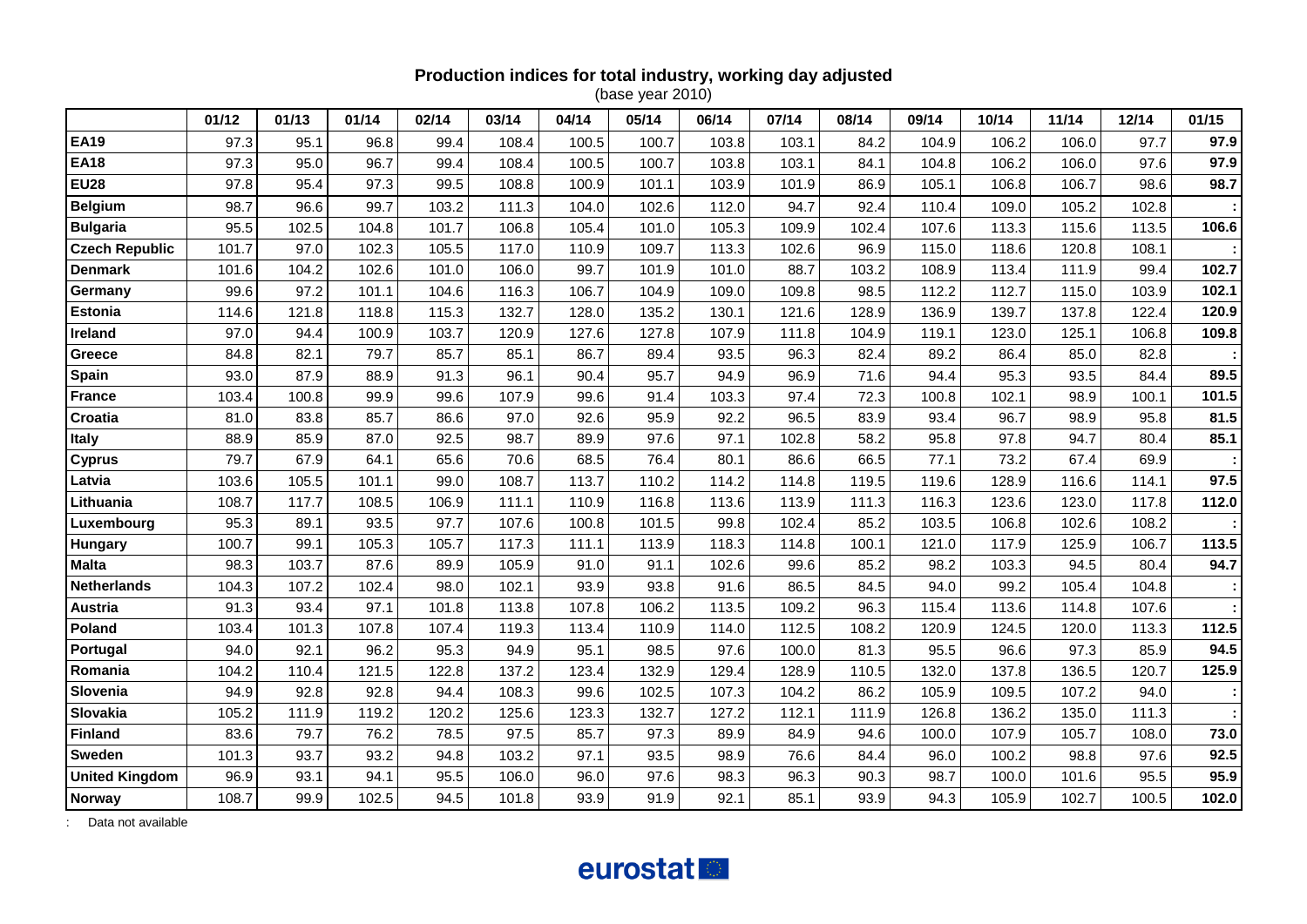**Production indices for total industry, working day adjusted**

(base year 2010)

| | 01/12 | 01/13 | 01/14 | 02/14 | 03/14 | 04/14 | 05/14 | 06/14 | 07/14 | 08/14 | 09/14 | 10/14 | 11/14 | 12/14 | 01/15 |
|---|---|---|---|---|---|---|---|---|---|---|---|---|---|---|---|
| **EA19** | 97.3 | 95.1 | 96.8 | 99.4 | 108.4 | 100.5 | 100.7 | 103.8 | 103.1 | 84.2 | 104.9 | 106.2 | 106.0 | 97.7 | **97.9** |
| **EA18** | 97.3 | 95.0 | 96.7 | 99.4 | 108.4 | 100.5 | 100.7 | 103.8 | 103.1 | 84.1 | 104.8 | 106.2 | 106.0 | 97.6 | **97.9** |
| **EU28** | 97.8 | 95.4 | 97.3 | 99.5 | 108.8 | 100.9 | 101.1 | 103.9 | 101.9 | 86.9 | 105.1 | 106.8 | 106.7 | 98.6 | **98.7** |
| **Belgium** | 98.7 | 96.6 | 99.7 | 103.2 | 111.3 | 104.0 | 102.6 | 112.0 | 94.7 | 92.4 | 110.4 | 109.0 | 105.2 | 102.8 | **:** |
| **Bulgaria** | 95.5 | 102.5 | 104.8 | 101.7 | 106.8 | 105.4 | 101.0 | 105.3 | 109.9 | 102.4 | 107.6 | 113.3 | 115.6 | 113.5 | **106.6** |
| **Czech Republic** | 101.7 | 97.0 | 102.3 | 105.5 | 117.0 | 110.9 | 109.7 | 113.3 | 102.6 | 96.9 | 115.0 | 118.6 | 120.8 | 108.1 | **:** |
| **Denmark** | 101.6 | 104.2 | 102.6 | 101.0 | 106.0 | 99.7 | 101.9 | 101.0 | 88.7 | 103.2 | 108.9 | 113.4 | 111.9 | 99.4 | **102.7** |
| **Germany** | 99.6 | 97.2 | 101.1 | 104.6 | 116.3 | 106.7 | 104.9 | 109.0 | 109.8 | 98.5 | 112.2 | 112.7 | 115.0 | 103.9 | **102.1** |
| **Estonia** | 114.6 | 121.8 | 118.8 | 115.3 | 132.7 | 128.0 | 135.2 | 130.1 | 121.6 | 128.9 | 136.9 | 139.7 | 137.8 | 122.4 | **120.9** |
| **Ireland** | 97.0 | 94.4 | 100.9 | 103.7 | 120.9 | 127.6 | 127.8 | 107.9 | 111.8 | 104.9 | 119.1 | 123.0 | 125.1 | 106.8 | **109.8** |
| **Greece** | 84.8 | 82.1 | 79.7 | 85.7 | 85.1 | 86.7 | 89.4 | 93.5 | 96.3 | 82.4 | 89.2 | 86.4 | 85.0 | 82.8 | **:** |
| **Spain** | 93.0 | 87.9 | 88.9 | 91.3 | 96.1 | 90.4 | 95.7 | 94.9 | 96.9 | 71.6 | 94.4 | 95.3 | 93.5 | 84.4 | **89.5** |
| **France** | 103.4 | 100.8 | 99.9 | 99.6 | 107.9 | 99.6 | 91.4 | 103.3 | 97.4 | 72.3 | 100.8 | 102.1 | 98.9 | 100.1 | **101.5** |
| **Croatia** | 81.0 | 83.8 | 85.7 | 86.6 | 97.0 | 92.6 | 95.9 | 92.2 | 96.5 | 83.9 | 93.4 | 96.7 | 98.9 | 95.8 | **81.5** |
| **Italy** | 88.9 | 85.9 | 87.0 | 92.5 | 98.7 | 89.9 | 97.6 | 97.1 | 102.8 | 58.2 | 95.8 | 97.8 | 94.7 | 80.4 | **85.1** |
| **Cyprus** | 79.7 | 67.9 | 64.1 | 65.6 | 70.6 | 68.5 | 76.4 | 80.1 | 86.6 | 66.5 | 77.1 | 73.2 | 67.4 | 69.9 | **:** |
| **Latvia** | 103.6 | 105.5 | 101.1 | 99.0 | 108.7 | 113.7 | 110.2 | 114.2 | 114.8 | 119.5 | 119.6 | 128.9 | 116.6 | 114.1 | **97.5** |
| **Lithuania** | 108.7 | 117.7 | 108.5 | 106.9 | 111.1 | 110.9 | 116.8 | 113.6 | 113.9 | 111.3 | 116.3 | 123.6 | 123.0 | 117.8 | **112.0** |
| **Luxembourg** | 95.3 | 89.1 | 93.5 | 97.7 | 107.6 | 100.8 | 101.5 | 99.8 | 102.4 | 85.2 | 103.5 | 106.8 | 102.6 | 108.2 | **:** |
| **Hungary** | 100.7 | 99.1 | 105.3 | 105.7 | 117.3 | 111.1 | 113.9 | 118.3 | 114.8 | 100.1 | 121.0 | 117.9 | 125.9 | 106.7 | **113.5** |
| **Malta** | 98.3 | 103.7 | 87.6 | 89.9 | 105.9 | 91.0 | 91.1 | 102.6 | 99.6 | 85.2 | 98.2 | 103.3 | 94.5 | 80.4 | **94.7** |
| **Netherlands** | 104.3 | 107.2 | 102.4 | 98.0 | 102.1 | 93.9 | 93.8 | 91.6 | 86.5 | 84.5 | 94.0 | 99.2 | 105.4 | 104.8 | **:** |
| **Austria** | 91.3 | 93.4 | 97.1 | 101.8 | 113.8 | 107.8 | 106.2 | 113.5 | 109.2 | 96.3 | 115.4 | 113.6 | 114.8 | 107.6 | **:** |
| **Poland** | 103.4 | 101.3 | 107.8 | 107.4 | 119.3 | 113.4 | 110.9 | 114.0 | 112.5 | 108.2 | 120.9 | 124.5 | 120.0 | 113.3 | **112.5** |
| **Portugal** | 94.0 | 92.1 | 96.2 | 95.3 | 94.9 | 95.1 | 98.5 | 97.6 | 100.0 | 81.3 | 95.5 | 96.6 | 97.3 | 85.9 | **94.5** |
| **Romania** | 104.2 | 110.4 | 121.5 | 122.8 | 137.2 | 123.4 | 132.9 | 129.4 | 128.9 | 110.5 | 132.0 | 137.8 | 136.5 | 120.7 | **125.9** |
| **Slovenia** | 94.9 | 92.8 | 92.8 | 94.4 | 108.3 | 99.6 | 102.5 | 107.3 | 104.2 | 86.2 | 105.9 | 109.5 | 107.2 | 94.0 | **:** |
| **Slovakia** | 105.2 | 111.9 | 119.2 | 120.2 | 125.6 | 123.3 | 132.7 | 127.2 | 112.1 | 111.9 | 126.8 | 136.2 | 135.0 | 111.3 | **:** |
| **Finland** | 83.6 | 79.7 | 76.2 | 78.5 | 97.5 | 85.7 | 97.3 | 89.9 | 84.9 | 94.6 | 100.0 | 107.9 | 105.7 | 108.0 | **73.0** |
| **Sweden** | 101.3 | 93.7 | 93.2 | 94.8 | 103.2 | 97.1 | 93.5 | 98.9 | 76.6 | 84.4 | 96.0 | 100.2 | 98.8 | 97.6 | **92.5** |
| **United Kingdom** | 96.9 | 93.1 | 94.1 | 95.5 | 106.0 | 96.0 | 97.6 | 98.3 | 96.3 | 90.3 | 98.7 | 100.0 | 101.6 | 95.5 | **95.9** |
| **Norway** | 108.7 | 99.9 | 102.5 | 94.5 | 101.8 | 93.9 | 91.9 | 92.1 | 85.1 | 93.9 | 94.3 | 105.9 | 102.7 | 100.5 | **102.0** |

: Data not available